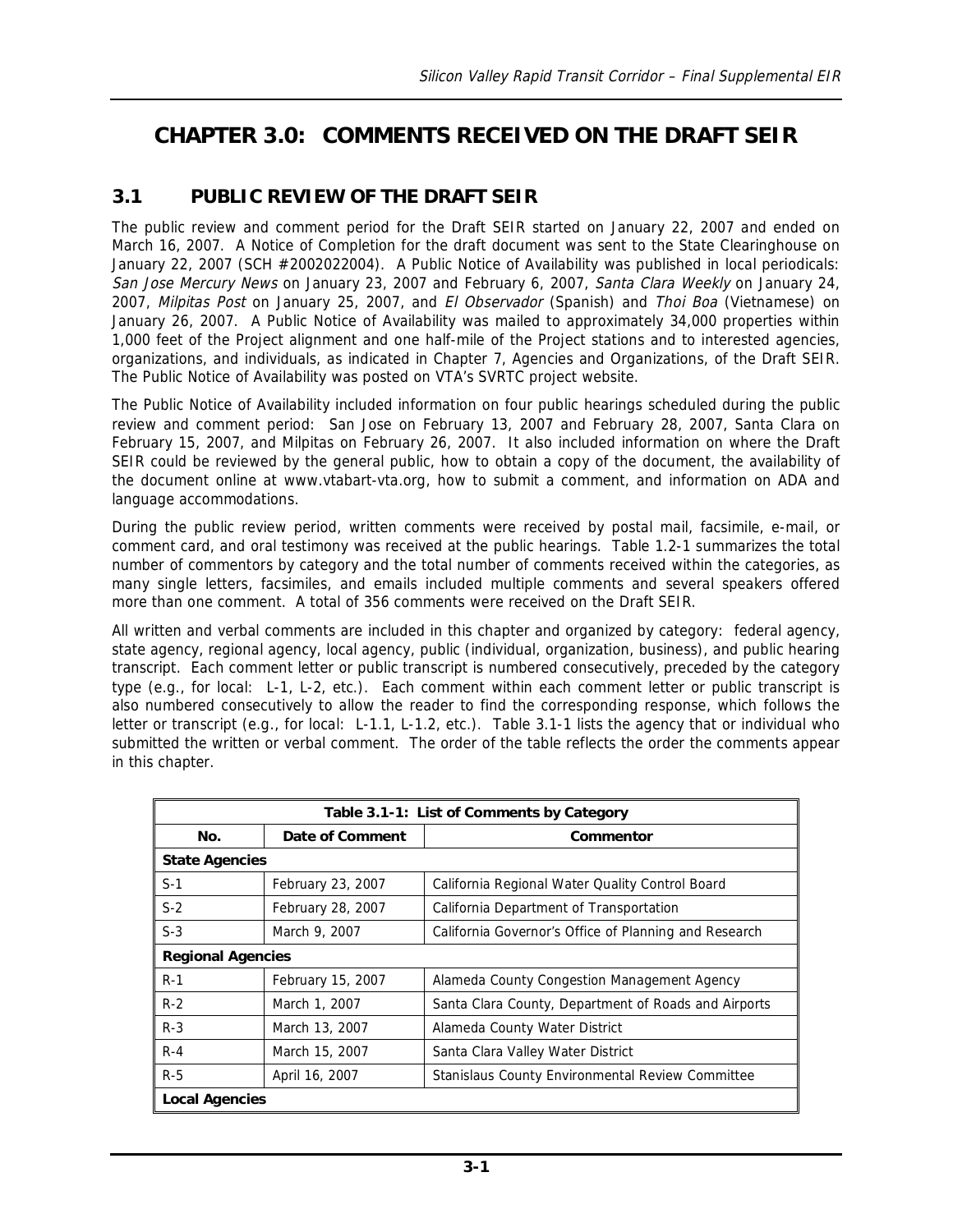# CHAPTER 3.0: COMMENTS RECEIVED ON THE DRAFT SEIR

## 3.1 PUBLIC REVIEW OF THE DRAFT SEIR

The public review and comment period for the Draft SEIR started on January 22, 2007 and ended on March 16, 2007. A Notice of Completion for the draft document was sent to the State Clearinghouse on January 22, 2007 (SCH #2002022004). A Public Notice of Availability was published in local periodicals: *San Jose Mercury News* on January 23, 2007 and February 6, 2007, *Santa Clara Weekly* on January 24, 2007, *Milpitas Post* on January 25, 2007, and *El Observador* (Spanish) and *Thoi Boa* (Vietnamese) on January 26, 2007. A Public Notice of Availability was mailed to approximately 34,000 properties within 1,000 feet of the Project alignment and one half-mile of the Project stations and to interested agencies, organizations, and individuals, as indicated in Chapter 7, Agencies and Organizations, of the Draft SEIR. The Public Notice of Availability was posted on VTA's SVRTC project website.

The Public Notice of Availability included information on four public hearings scheduled during the public review and comment period: San Jose on February 13, 2007 and February 28, 2007, Santa Clara on February 15, 2007, and Milpitas on February 26, 2007. It also included information on where the Draft SEIR could be reviewed by the general public, how to obtain a copy of the document, the availability of the document online at www.vtabart-vta.org, how to submit a comment, and information on ADA and language accommodations.

During the public review period, written comments were received by postal mail, facsimile, e-mail, or comment card, and oral testimony was received at the public hearings. Table 1.2-1 summarizes the total number of commentors by category and the total number of comments received within the categories, as many single letters, facsimiles, and emails included multiple comments and several speakers offered more than one comment. A total of 356 comments were received on the Draft SEIR.

All written and verbal comments are included in this chapter and organized by category: federal agency, state agency, regional agency, local agency, public (individual, organization, business), and public hearing transcript. Each comment letter or public transcript is numbered consecutively, preceded by the category type (e.g., for local: L-1, L-2, etc.). Each comment within each comment letter or public transcript is also numbered consecutively to allow the reader to find the corresponding response, which follows the letter or transcript (e.g., for local: L-1.1, L-1.2, etc.). Table 3.1-1 lists the agency that or individual who submitted the written or verbal comment. The order of the table reflects the order the comments appear in this chapter.

| Table 3.1-1: List of Comments by Category | | |
|---|---|---|
| **No.** | **Date of Comment** | **Commentor** |
| **State Agencies** | | |
| S-1 | February 23, 2007 | California Regional Water Quality Control Board |
| S-2 | February 28, 2007 | California Department of Transportation |
| S-3 | March 9, 2007 | California Governor's Office of Planning and Research |
| **Regional Agencies** | | |
| R-1 | February 15, 2007 | Alameda County Congestion Management Agency |
| R-2 | March 1, 2007 | Santa Clara County, Department of Roads and Airports |
| R-3 | March 13, 2007 | Alameda County Water District |
| R-4 | March 15, 2007 | Santa Clara Valley Water District |
| R-5 | April 16, 2007 | Stanislaus County Environmental Review Committee |
| **Local Agencies** | | |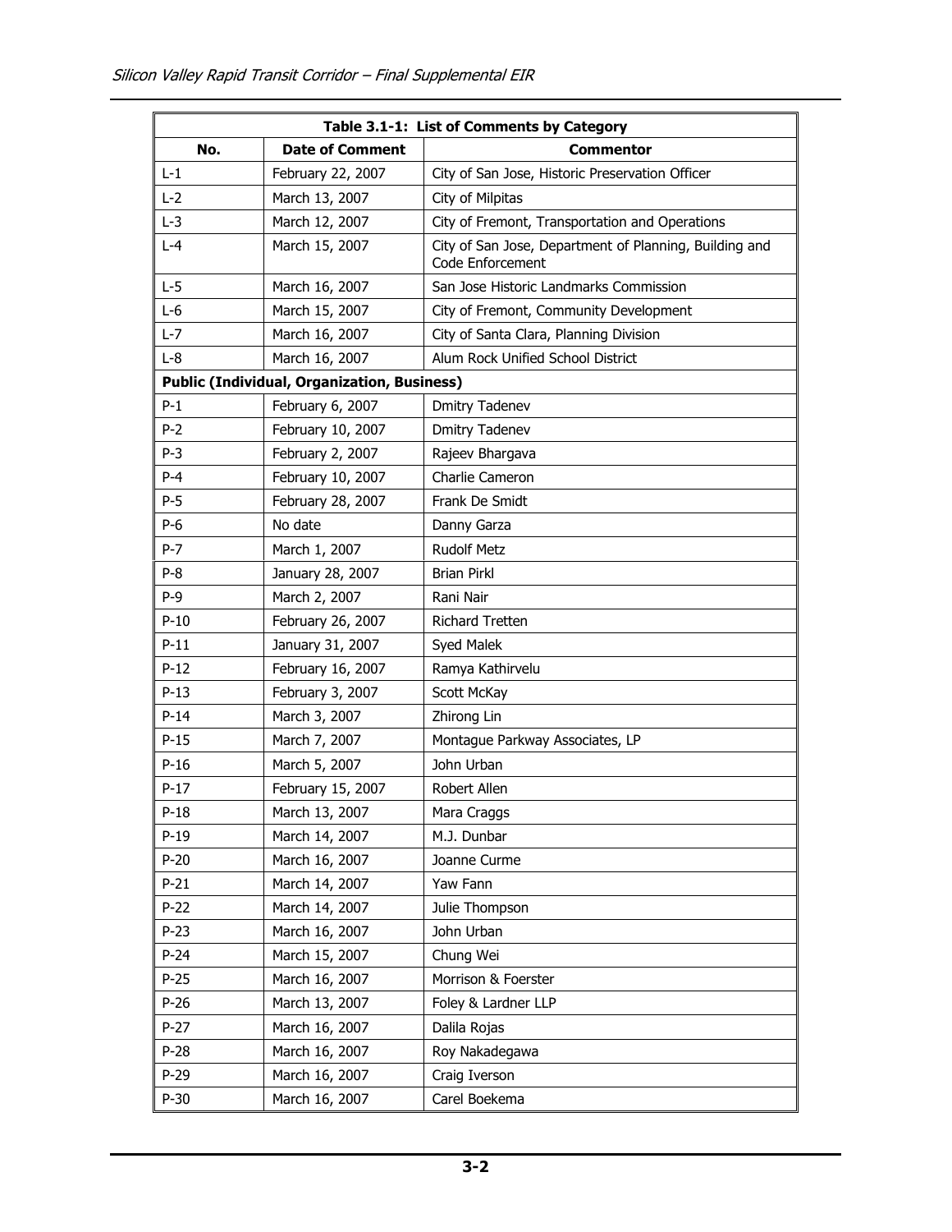| Table 3.1-1: List of Comments by Category | | |
|---|---|---|
| **No.** | **Date of Comment** | **Commentor** |
| L-1 | February 22, 2007 | City of San Jose, Historic Preservation Officer |
| L-2 | March 13, 2007 | City of Milpitas |
| L-3 | March 12, 2007 | City of Fremont, Transportation and Operations |
| L-4 | March 15, 2007 | City of San Jose, Department of Planning, Building and Code Enforcement |
| L-5 | March 16, 2007 | San Jose Historic Landmarks Commission |
| L-6 | March 15, 2007 | City of Fremont, Community Development |
| L-7 | March 16, 2007 | City of Santa Clara, Planning Division |
| L-8 | March 16, 2007 | Alum Rock Unified School District |
| **Public (Individual, Organization, Business)** | | |
| P-1 | February 6, 2007 | Dmitry Tadenev |
| P-2 | February 10, 2007 | Dmitry Tadenev |
| P-3 | February 2, 2007 | Rajeev Bhargava |
| P-4 | February 10, 2007 | Charlie Cameron |
| P-5 | February 28, 2007 | Frank De Smidt |
| P-6 | No date | Danny Garza |
| P-7 | March 1, 2007 | Rudolf Metz |
| P-8 | January 28, 2007 | Brian Pirkl |
| P-9 | March 2, 2007 | Rani Nair |
| P-10 | February 26, 2007 | Richard Tretten |
| P-11 | January 31, 2007 | Syed Malek |
| P-12 | February 16, 2007 | Ramya Kathirvelu |
| P-13 | February 3, 2007 | Scott McKay |
| P-14 | March 3, 2007 | Zhirong Lin |
| P-15 | March 7, 2007 | Montague Parkway Associates, LP |
| P-16 | March 5, 2007 | John Urban |
| P-17 | February 15, 2007 | Robert Allen |
| P-18 | March 13, 2007 | Mara Craggs |
| P-19 | March 14, 2007 | M.J. Dunbar |
| P-20 | March 16, 2007 | Joanne Curme |
| P-21 | March 14, 2007 | Yaw Fann |
| P-22 | March 14, 2007 | Julie Thompson |
| P-23 | March 16, 2007 | John Urban |
| P-24 | March 15, 2007 | Chung Wei |
| P-25 | March 16, 2007 | Morrison & Foerster |
| P-26 | March 13, 2007 | Foley & Lardner LLP |
| P-27 | March 16, 2007 | Dalila Rojas |
| P-28 | March 16, 2007 | Roy Nakadegawa |
| P-29 | March 16, 2007 | Craig Iverson |
| P-30 | March 16, 2007 | Carel Boekema |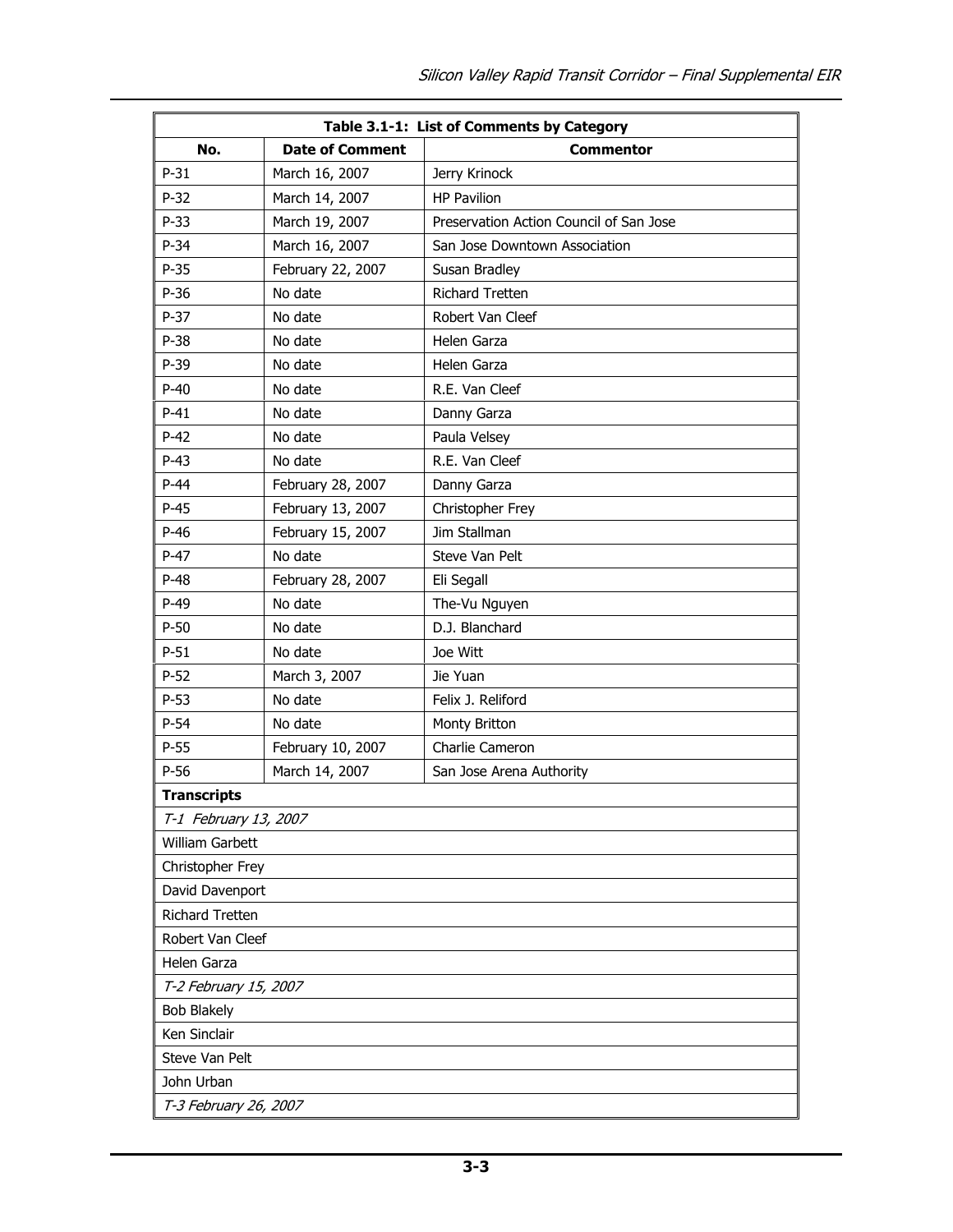| Table 3.1-1: List of Comments by Category | | |
|---|---|---|
| **No.** | **Date of Comment** | **Commentor** |
| P-31 | March 16, 2007 | Jerry Krinock |
| P-32 | March 14, 2007 | HP Pavilion |
| P-33 | March 19, 2007 | Preservation Action Council of San Jose |
| P-34 | March 16, 2007 | San Jose Downtown Association |
| P-35 | February 22, 2007 | Susan Bradley |
| P-36 | No date | Richard Tretten |
| P-37 | No date | Robert Van Cleef |
| P-38 | No date | Helen Garza |
| P-39 | No date | Helen Garza |
| P-40 | No date | R.E. Van Cleef |
| P-41 | No date | Danny Garza |
| P-42 | No date | Paula Velsey |
| P-43 | No date | R.E. Van Cleef |
| P-44 | February 28, 2007 | Danny Garza |
| P-45 | February 13, 2007 | Christopher Frey |
| P-46 | February 15, 2007 | Jim Stallman |
| P-47 | No date | Steve Van Pelt |
| P-48 | February 28, 2007 | Eli Segall |
| P-49 | No date | The-Vu Nguyen |
| P-50 | No date | D.J. Blanchard |
| P-51 | No date | Joe Witt |
| P-52 | March 3, 2007 | Jie Yuan |
| P-53 | No date | Felix J. Reliford |
| P-54 | No date | Monty Britton |
| P-55 | February 10, 2007 | Charlie Cameron |
| P-56 | March 14, 2007 | San Jose Arena Authority |
| **Transcripts** | | |
| *T-1 February 13, 2007* | | |
| William Garbett | | |
| Christopher Frey | | |
| David Davenport | | |
| Richard Tretten | | |
| Robert Van Cleef | | |
| Helen Garza | | |
| *T-2 February 15, 2007* | | |
| Bob Blakely | | |
| Ken Sinclair | | |
| Steve Van Pelt | | |
| John Urban | | |
| *T-3 February 26, 2007* | | |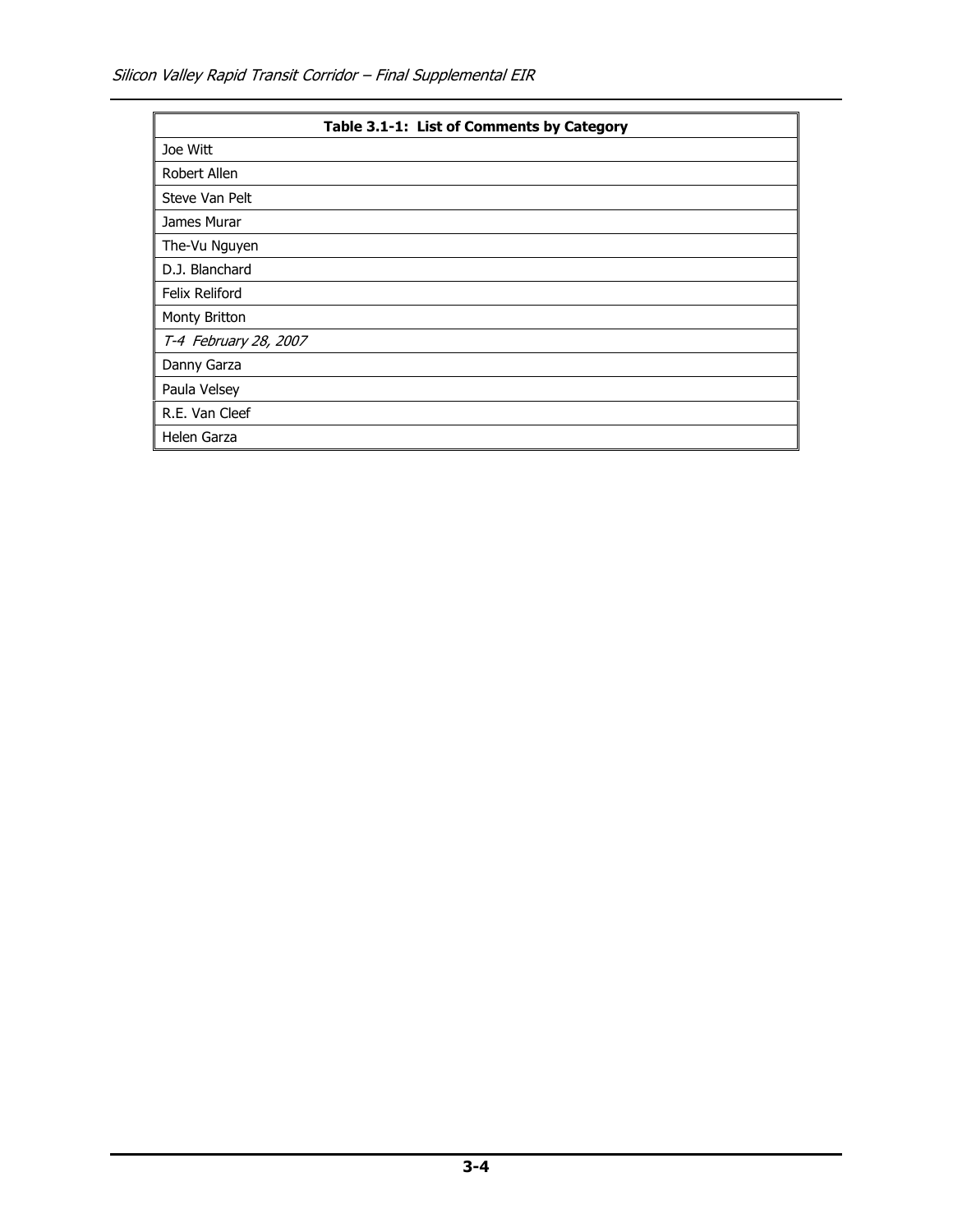| Table 3.1-1: List of Comments by Category |
| --- |
| Joe Witt |
| Robert Allen |
| Steve Van Pelt |
| James Murar |
| The-Vu Nguyen |
| D.J. Blanchard |
| Felix Reliford |
| Monty Britton |
| *T-4 February 28, 2007* |
| Danny Garza |
| Paula Velsey |
| R.E. Van Cleef |
| Helen Garza |